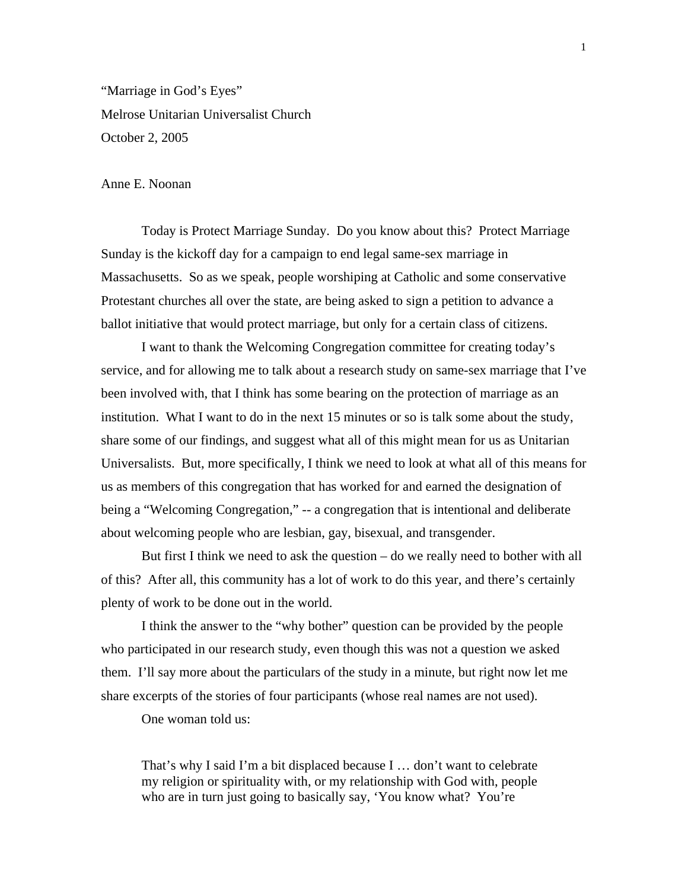"Marriage in God's Eyes"

Melrose Unitarian Universalist Church

October 2, 2005

Anne E. Noonan

Today is Protect Marriage Sunday. Do you know about this? Protect Marriage Sunday is the kickoff day for a campaign to end legal same-sex marriage in Massachusetts. So as we speak, people worshiping at Catholic and some conservative Protestant churches all over the state, are being asked to sign a petition to advance a ballot initiative that would protect marriage, but only for a certain class of citizens.

I want to thank the Welcoming Congregation committee for creating today's service, and for allowing me to talk about a research study on same-sex marriage that I've been involved with, that I think has some bearing on the protection of marriage as an institution. What I want to do in the next 15 minutes or so is talk some about the study, share some of our findings, and suggest what all of this might mean for us as Unitarian Universalists. But, more specifically, I think we need to look at what all of this means for us as members of this congregation that has worked for and earned the designation of being a "Welcoming Congregation," -- a congregation that is intentional and deliberate about welcoming people who are lesbian, gay, bisexual, and transgender.

But first I think we need to ask the question – do we really need to bother with all of this? After all, this community has a lot of work to do this year, and there's certainly plenty of work to be done out in the world.

I think the answer to the "why bother" question can be provided by the people who participated in our research study, even though this was not a question we asked them. I'll say more about the particulars of the study in a minute, but right now let me share excerpts of the stories of four participants (whose real names are not used).

One woman told us:

> That's why I said I'm a bit displaced because I … don't want to celebrate my religion or spirituality with, or my relationship with God with, people who are in turn just going to basically say, 'You know what? You're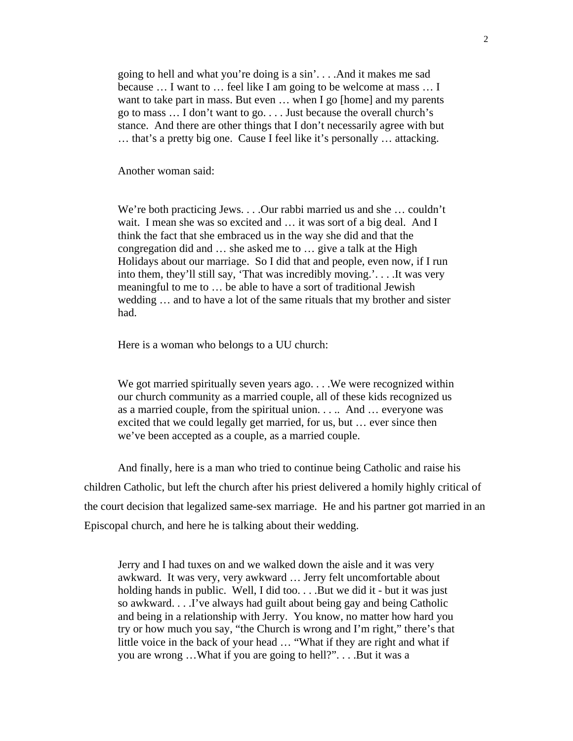> going to hell and what you're doing is a sin'. . . .And it makes me sad because … I want to … feel like I am going to be welcome at mass … I want to take part in mass. But even … when I go [home] and my parents go to mass … I don't want to go. . . . Just because the overall church's stance. And there are other things that I don't necessarily agree with but … that's a pretty big one. Cause I feel like it's personally … attacking.

Another woman said:

> We're both practicing Jews. . . .Our rabbi married us and she … couldn't wait. I mean she was so excited and … it was sort of a big deal. And I think the fact that she embraced us in the way she did and that the congregation did and … she asked me to … give a talk at the High Holidays about our marriage. So I did that and people, even now, if I run into them, they'll still say, 'That was incredibly moving.'. . . .It was very meaningful to me to … be able to have a sort of traditional Jewish wedding … and to have a lot of the same rituals that my brother and sister had.

Here is a woman who belongs to a UU church:

> We got married spiritually seven years ago. . . .We were recognized within our church community as a married couple, all of these kids recognized us as a married couple, from the spiritual union. . . .. And … everyone was excited that we could legally get married, for us, but … ever since then we've been accepted as a couple, as a married couple.

And finally, here is a man who tried to continue being Catholic and raise his children Catholic, but left the church after his priest delivered a homily highly critical of the court decision that legalized same-sex marriage. He and his partner got married in an Episcopal church, and here he is talking about their wedding.

> Jerry and I had tuxes on and we walked down the aisle and it was very awkward. It was very, very awkward … Jerry felt uncomfortable about holding hands in public. Well, I did too. . . .But we did it - but it was just so awkward. . . .I've always had guilt about being gay and being Catholic and being in a relationship with Jerry. You know, no matter how hard you try or how much you say, "the Church is wrong and I'm right," there's that little voice in the back of your head … "What if they are right and what if you are wrong …What if you are going to hell?". . . .But it was a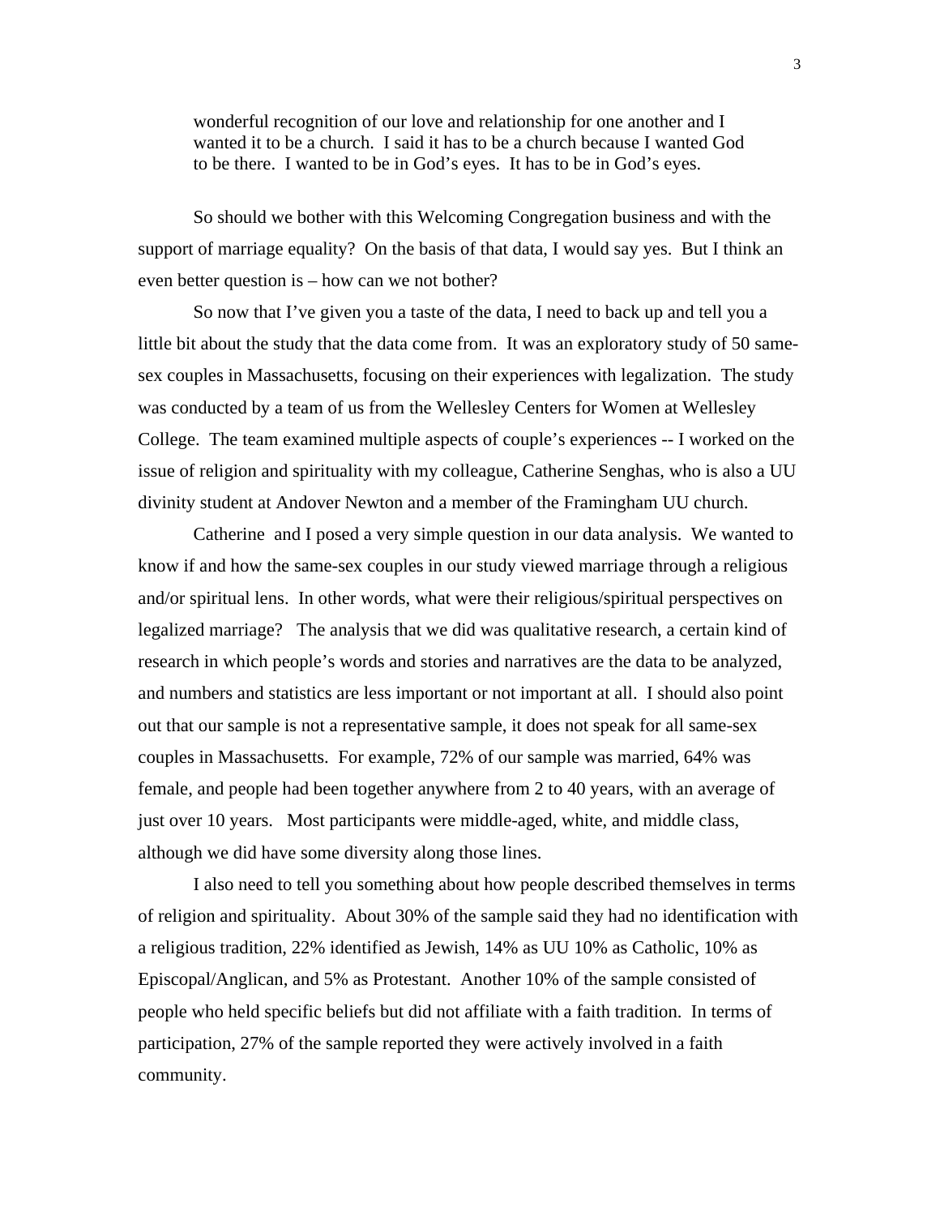> wonderful recognition of our love and relationship for one another and I wanted it to be a church. I said it has to be a church because I wanted God to be there. I wanted to be in God's eyes. It has to be in God's eyes.

So should we bother with this Welcoming Congregation business and with the support of marriage equality? On the basis of that data, I would say yes. But I think an even better question is – how can we not bother?

So now that I've given you a taste of the data, I need to back up and tell you a little bit about the study that the data come from. It was an exploratory study of 50 same-sex couples in Massachusetts, focusing on their experiences with legalization. The study was conducted by a team of us from the Wellesley Centers for Women at Wellesley College. The team examined multiple aspects of couple's experiences -- I worked on the issue of religion and spirituality with my colleague, Catherine Senghas, who is also a UU divinity student at Andover Newton and a member of the Framingham UU church.

Catherine and I posed a very simple question in our data analysis. We wanted to know if and how the same-sex couples in our study viewed marriage through a religious and/or spiritual lens. In other words, what were their religious/spiritual perspectives on legalized marriage? The analysis that we did was qualitative research, a certain kind of research in which people's words and stories and narratives are the data to be analyzed, and numbers and statistics are less important or not important at all. I should also point out that our sample is not a representative sample, it does not speak for all same-sex couples in Massachusetts. For example, 72% of our sample was married, 64% was female, and people had been together anywhere from 2 to 40 years, with an average of just over 10 years. Most participants were middle-aged, white, and middle class, although we did have some diversity along those lines.

I also need to tell you something about how people described themselves in terms of religion and spirituality. About 30% of the sample said they had no identification with a religious tradition, 22% identified as Jewish, 14% as UU 10% as Catholic, 10% as Episcopal/Anglican, and 5% as Protestant. Another 10% of the sample consisted of people who held specific beliefs but did not affiliate with a faith tradition. In terms of participation, 27% of the sample reported they were actively involved in a faith community.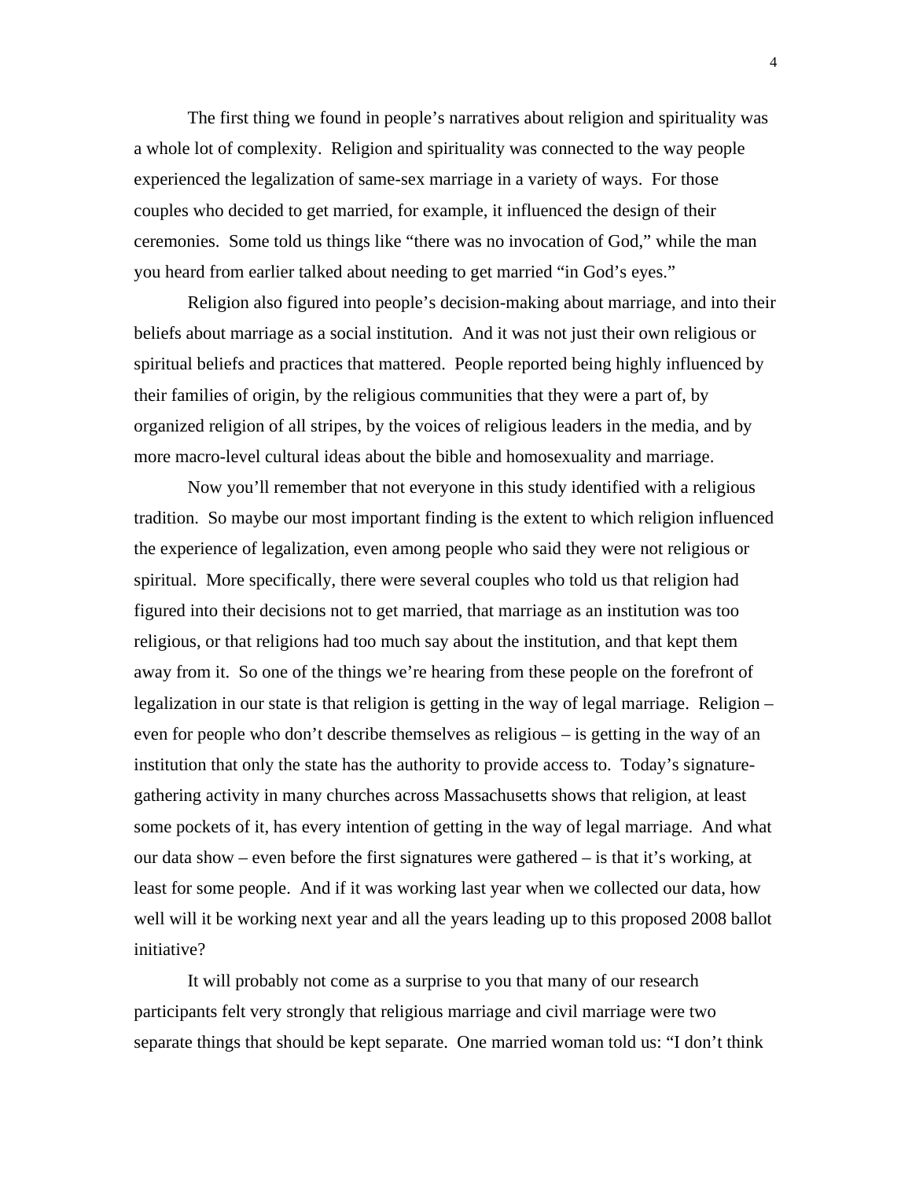The first thing we found in people's narratives about religion and spirituality was a whole lot of complexity. Religion and spirituality was connected to the way people experienced the legalization of same-sex marriage in a variety of ways. For those couples who decided to get married, for example, it influenced the design of their ceremonies. Some told us things like "there was no invocation of God," while the man you heard from earlier talked about needing to get married "in God's eyes."

Religion also figured into people's decision-making about marriage, and into their beliefs about marriage as a social institution. And it was not just their own religious or spiritual beliefs and practices that mattered. People reported being highly influenced by their families of origin, by the religious communities that they were a part of, by organized religion of all stripes, by the voices of religious leaders in the media, and by more macro-level cultural ideas about the bible and homosexuality and marriage.

Now you'll remember that not everyone in this study identified with a religious tradition. So maybe our most important finding is the extent to which religion influenced the experience of legalization, even among people who said they were not religious or spiritual. More specifically, there were several couples who told us that religion had figured into their decisions not to get married, that marriage as an institution was too religious, or that religions had too much say about the institution, and that kept them away from it. So one of the things we're hearing from these people on the forefront of legalization in our state is that religion is getting in the way of legal marriage. Religion – even for people who don't describe themselves as religious – is getting in the way of an institution that only the state has the authority to provide access to. Today's signature-gathering activity in many churches across Massachusetts shows that religion, at least some pockets of it, has every intention of getting in the way of legal marriage. And what our data show – even before the first signatures were gathered – is that it's working, at least for some people. And if it was working last year when we collected our data, how well will it be working next year and all the years leading up to this proposed 2008 ballot initiative?

It will probably not come as a surprise to you that many of our research participants felt very strongly that religious marriage and civil marriage were two separate things that should be kept separate. One married woman told us: "I don't think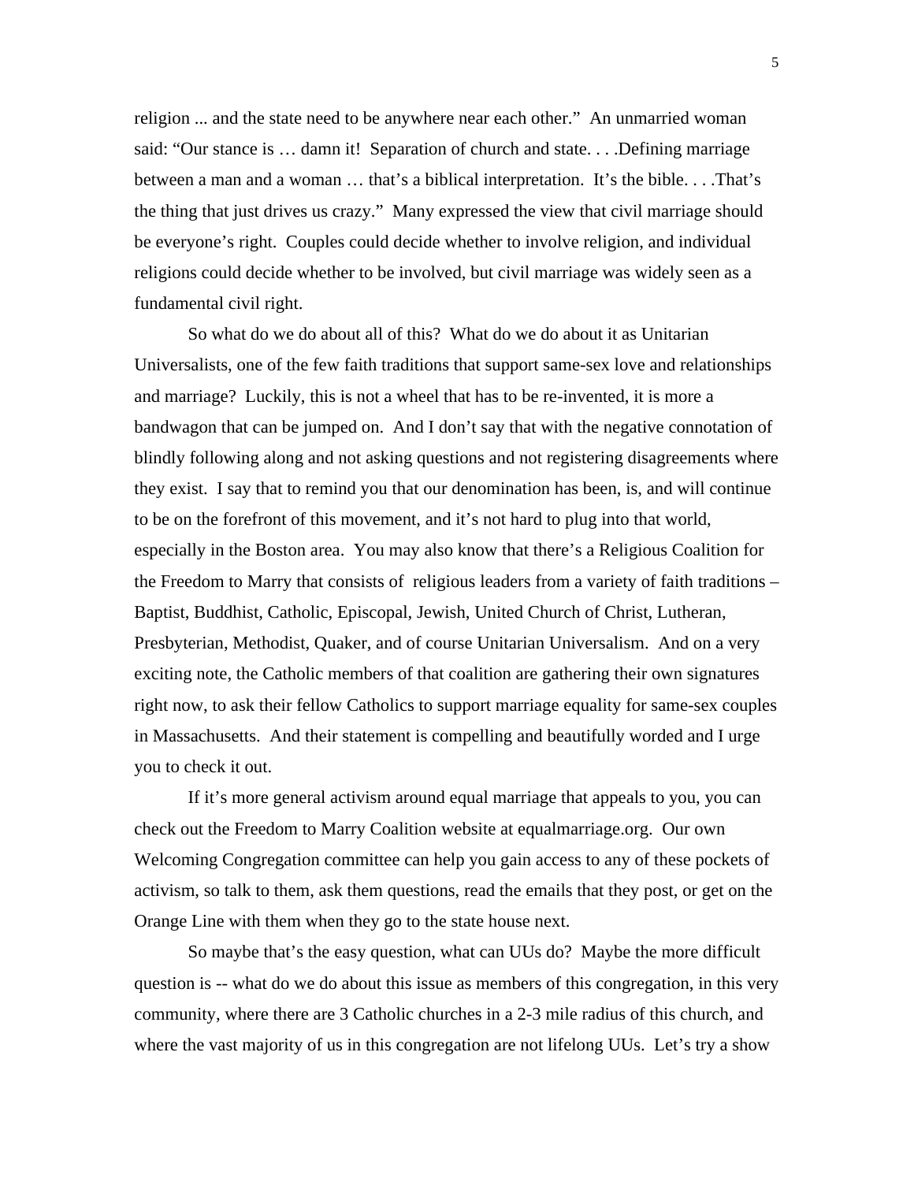religion ... and the state need to be anywhere near each other." An unmarried woman said: "Our stance is … damn it! Separation of church and state. . . .Defining marriage between a man and a woman … that's a biblical interpretation. It's the bible. . . .That's the thing that just drives us crazy." Many expressed the view that civil marriage should be everyone's right. Couples could decide whether to involve religion, and individual religions could decide whether to be involved, but civil marriage was widely seen as a fundamental civil right.

So what do we do about all of this? What do we do about it as Unitarian Universalists, one of the few faith traditions that support same-sex love and relationships and marriage? Luckily, this is not a wheel that has to be re-invented, it is more a bandwagon that can be jumped on. And I don't say that with the negative connotation of blindly following along and not asking questions and not registering disagreements where they exist. I say that to remind you that our denomination has been, is, and will continue to be on the forefront of this movement, and it's not hard to plug into that world, especially in the Boston area. You may also know that there's a Religious Coalition for the Freedom to Marry that consists of religious leaders from a variety of faith traditions – Baptist, Buddhist, Catholic, Episcopal, Jewish, United Church of Christ, Lutheran, Presbyterian, Methodist, Quaker, and of course Unitarian Universalism. And on a very exciting note, the Catholic members of that coalition are gathering their own signatures right now, to ask their fellow Catholics to support marriage equality for same-sex couples in Massachusetts. And their statement is compelling and beautifully worded and I urge you to check it out.

If it's more general activism around equal marriage that appeals to you, you can check out the Freedom to Marry Coalition website at equalmarriage.org. Our own Welcoming Congregation committee can help you gain access to any of these pockets of activism, so talk to them, ask them questions, read the emails that they post, or get on the Orange Line with them when they go to the state house next.

So maybe that's the easy question, what can UUs do? Maybe the more difficult question is -- what do we do about this issue as members of this congregation, in this very community, where there are 3 Catholic churches in a 2-3 mile radius of this church, and where the vast majority of us in this congregation are not lifelong UUs. Let's try a show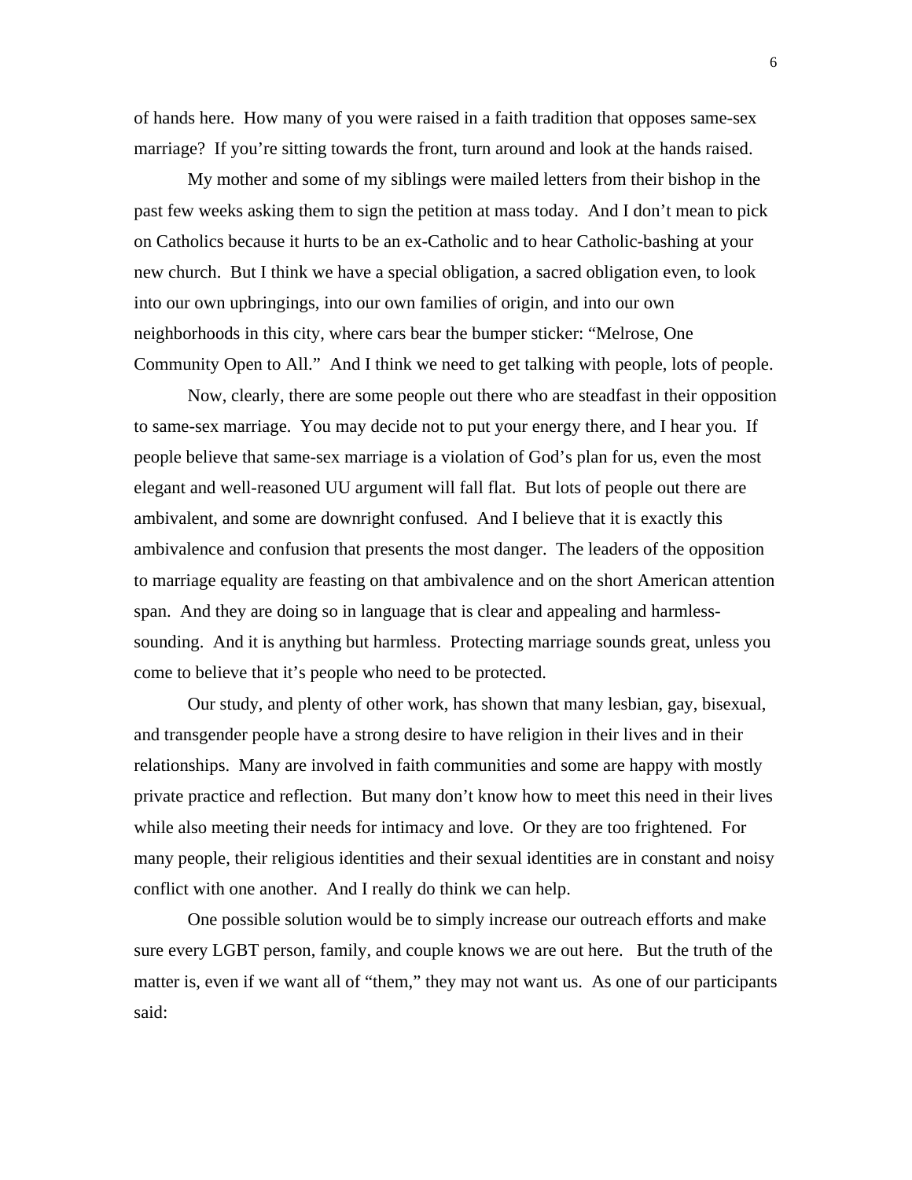of hands here. How many of you were raised in a faith tradition that opposes same-sex marriage? If you're sitting towards the front, turn around and look at the hands raised.

My mother and some of my siblings were mailed letters from their bishop in the past few weeks asking them to sign the petition at mass today. And I don't mean to pick on Catholics because it hurts to be an ex-Catholic and to hear Catholic-bashing at your new church. But I think we have a special obligation, a sacred obligation even, to look into our own upbringings, into our own families of origin, and into our own neighborhoods in this city, where cars bear the bumper sticker: "Melrose, One Community Open to All." And I think we need to get talking with people, lots of people.

Now, clearly, there are some people out there who are steadfast in their opposition to same-sex marriage. You may decide not to put your energy there, and I hear you. If people believe that same-sex marriage is a violation of God's plan for us, even the most elegant and well-reasoned UU argument will fall flat. But lots of people out there are ambivalent, and some are downright confused. And I believe that it is exactly this ambivalence and confusion that presents the most danger. The leaders of the opposition to marriage equality are feasting on that ambivalence and on the short American attention span. And they are doing so in language that is clear and appealing and harmless-sounding. And it is anything but harmless. Protecting marriage sounds great, unless you come to believe that it's people who need to be protected.

Our study, and plenty of other work, has shown that many lesbian, gay, bisexual, and transgender people have a strong desire to have religion in their lives and in their relationships. Many are involved in faith communities and some are happy with mostly private practice and reflection. But many don't know how to meet this need in their lives while also meeting their needs for intimacy and love. Or they are too frightened. For many people, their religious identities and their sexual identities are in constant and noisy conflict with one another. And I really do think we can help.

One possible solution would be to simply increase our outreach efforts and make sure every LGBT person, family, and couple knows we are out here. But the truth of the matter is, even if we want all of "them," they may not want us. As one of our participants said: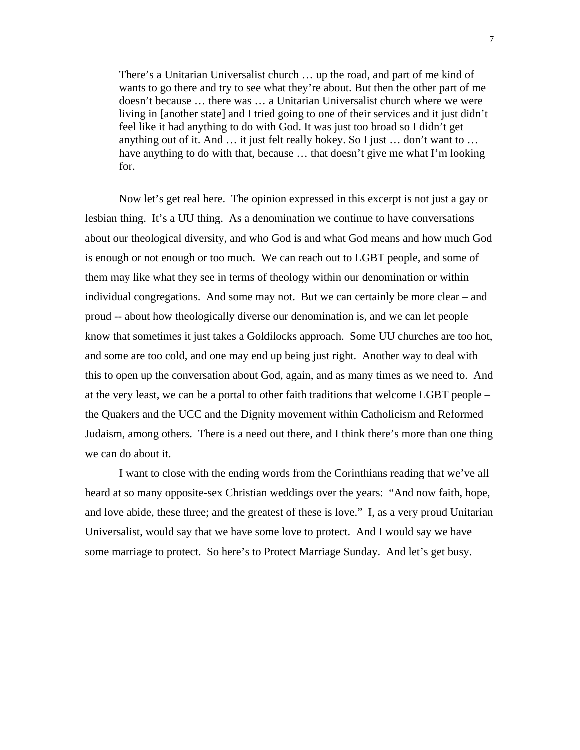> There's a Unitarian Universalist church … up the road, and part of me kind of wants to go there and try to see what they're about. But then the other part of me doesn't because … there was … a Unitarian Universalist church where we were living in [another state] and I tried going to one of their services and it just didn't feel like it had anything to do with God. It was just too broad so I didn't get anything out of it. And … it just felt really hokey. So I just … don't want to … have anything to do with that, because … that doesn't give me what I'm looking for.

Now let's get real here. The opinion expressed in this excerpt is not just a gay or lesbian thing. It's a UU thing. As a denomination we continue to have conversations about our theological diversity, and who God is and what God means and how much God is enough or not enough or too much. We can reach out to LGBT people, and some of them may like what they see in terms of theology within our denomination or within individual congregations. And some may not. But we can certainly be more clear – and proud -- about how theologically diverse our denomination is, and we can let people know that sometimes it just takes a Goldilocks approach. Some UU churches are too hot, and some are too cold, and one may end up being just right. Another way to deal with this to open up the conversation about God, again, and as many times as we need to. And at the very least, we can be a portal to other faith traditions that welcome LGBT people – the Quakers and the UCC and the Dignity movement within Catholicism and Reformed Judaism, among others. There is a need out there, and I think there's more than one thing we can do about it.

I want to close with the ending words from the Corinthians reading that we've all heard at so many opposite-sex Christian weddings over the years: "And now faith, hope, and love abide, these three; and the greatest of these is love." I, as a very proud Unitarian Universalist, would say that we have some love to protect. And I would say we have some marriage to protect. So here's to Protect Marriage Sunday. And let's get busy.